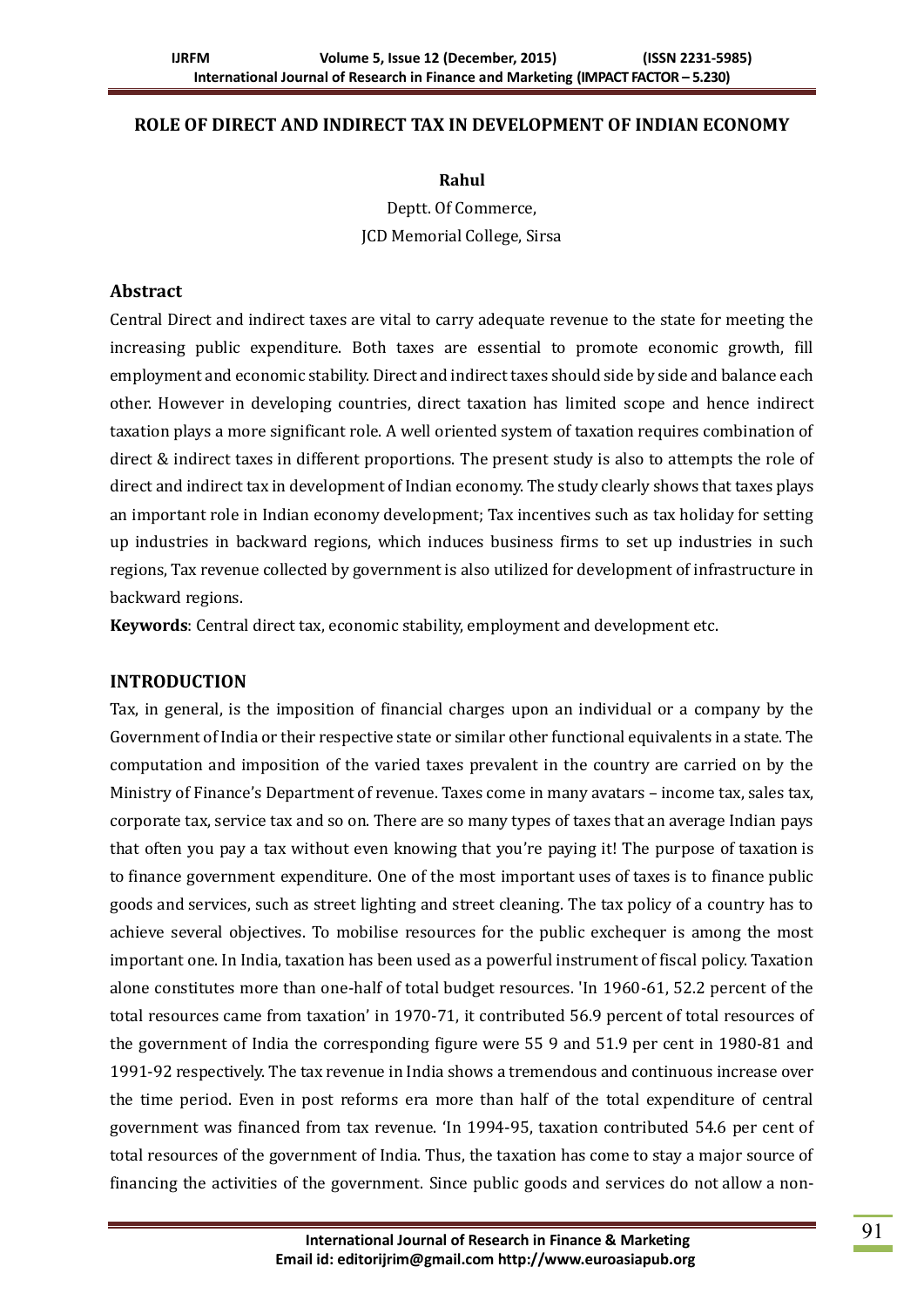# ROLE OF DIRECT AND INDIRECT TAX IN DEVELOPMENT OF INDIAN ECONOMY

**Rahul**

Deptt. Of Commerce,
JCD Memorial College, Sirsa

## Abstract

Central Direct and indirect taxes are vital to carry adequate revenue to the state for meeting the increasing public expenditure. Both taxes are essential to promote economic growth, fill employment and economic stability. Direct and indirect taxes should side by side and balance each other. However in developing countries, direct taxation has limited scope and hence indirect taxation plays a more significant role. A well oriented system of taxation requires combination of direct & indirect taxes in different proportions. The present study is also to attempts the role of direct and indirect tax in development of Indian economy. The study clearly shows that taxes plays an important role in Indian economy development; Tax incentives such as tax holiday for setting up industries in backward regions, which induces business firms to set up industries in such regions, Tax revenue collected by government is also utilized for development of infrastructure in backward regions.

**Keywords**: Central direct tax, economic stability, employment and development etc.

## INTRODUCTION

Tax, in general, is the imposition of financial charges upon an individual or a company by the Government of India or their respective state or similar other functional equivalents in a state. The computation and imposition of the varied taxes prevalent in the country are carried on by the Ministry of Finance's Department of revenue. Taxes come in many avatars – income tax, sales tax, corporate tax, service tax and so on. There are so many types of taxes that an average Indian pays that often you pay a tax without even knowing that you're paying it! The purpose of taxation is to finance government expenditure. One of the most important uses of taxes is to finance public goods and services, such as street lighting and street cleaning. The tax policy of a country has to achieve several objectives. To mobilise resources for the public exchequer is among the most important one. In India, taxation has been used as a powerful instrument of fiscal policy. Taxation alone constitutes more than one-half of total budget resources. 'In 1960-61, 52.2 percent of the total resources came from taxation' in 1970-71, it contributed 56.9 percent of total resources of the government of India the corresponding figure were 55 9 and 51.9 per cent in 1980-81 and 1991-92 respectively. The tax revenue in India shows a tremendous and continuous increase over the time period. Even in post reforms era more than half of the total expenditure of central government was financed from tax revenue. 'In 1994-95, taxation contributed 54.6 per cent of total resources of the government of India. Thus, the taxation has come to stay a major source of financing the activities of the government. Since public goods and services do not allow a non-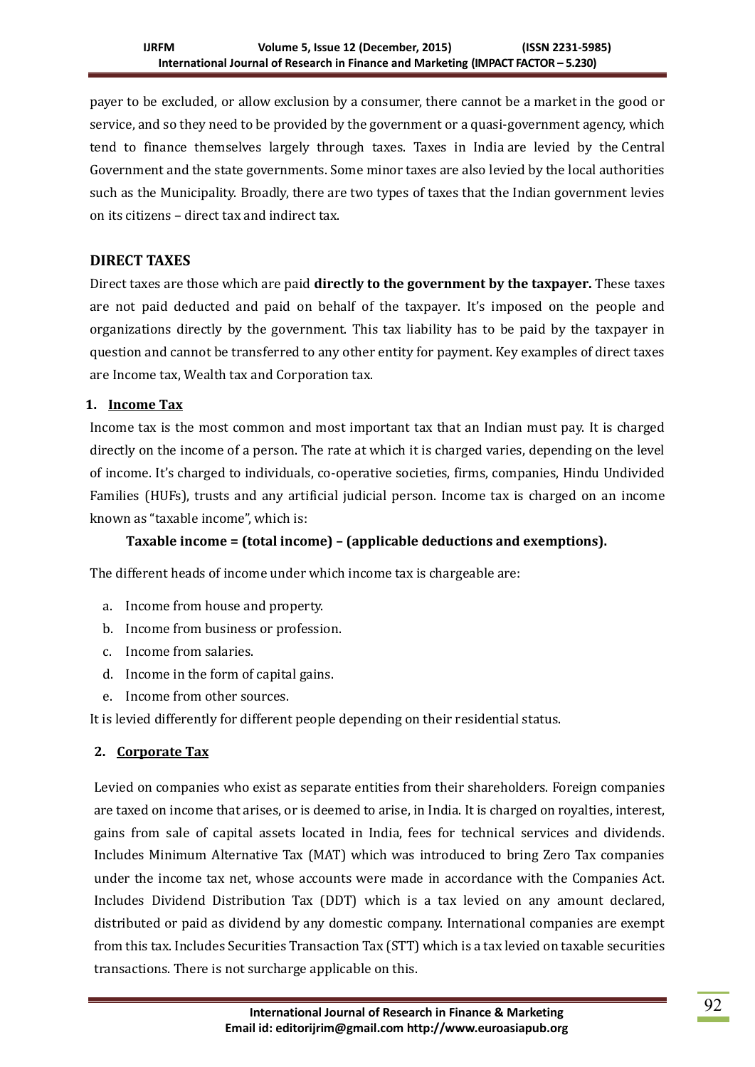payer to be excluded, or allow exclusion by a consumer, there cannot be a market in the good or service, and so they need to be provided by the government or a quasi-government agency, which tend to finance themselves largely through taxes. Taxes in India are levied by the Central Government and the state governments. Some minor taxes are also levied by the local authorities such as the Municipality. Broadly, there are two types of taxes that the Indian government levies on its citizens – direct tax and indirect tax.

## DIRECT TAXES

Direct taxes are those which are paid **directly to the government by the taxpayer.** These taxes are not paid deducted and paid on behalf of the taxpayer. It's imposed on the people and organizations directly by the government. This tax liability has to be paid by the taxpayer in question and cannot be transferred to any other entity for payment. Key examples of direct taxes are Income tax, Wealth tax and Corporation tax.

### 1. Income Tax

Income tax is the most common and most important tax that an Indian must pay. It is charged directly on the income of a person. The rate at which it is charged varies, depending on the level of income. It's charged to individuals, co-operative societies, firms, companies, Hindu Undivided Families (HUFs), trusts and any artificial judicial person. Income tax is charged on an income known as "taxable income", which is:

**Taxable income = (total income) – (applicable deductions and exemptions).**

The different heads of income under which income tax is chargeable are:

a. Income from house and property.
b. Income from business or profession.
c. Income from salaries.
d. Income in the form of capital gains.
e. Income from other sources.

It is levied differently for different people depending on their residential status.

### 2. Corporate Tax

Levied on companies who exist as separate entities from their shareholders. Foreign companies are taxed on income that arises, or is deemed to arise, in India. It is charged on royalties, interest, gains from sale of capital assets located in India, fees for technical services and dividends. Includes Minimum Alternative Tax (MAT) which was introduced to bring Zero Tax companies under the income tax net, whose accounts were made in accordance with the Companies Act. Includes Dividend Distribution Tax (DDT) which is a tax levied on any amount declared, distributed or paid as dividend by any domestic company. International companies are exempt from this tax. Includes Securities Transaction Tax (STT) which is a tax levied on taxable securities transactions. There is not surcharge applicable on this.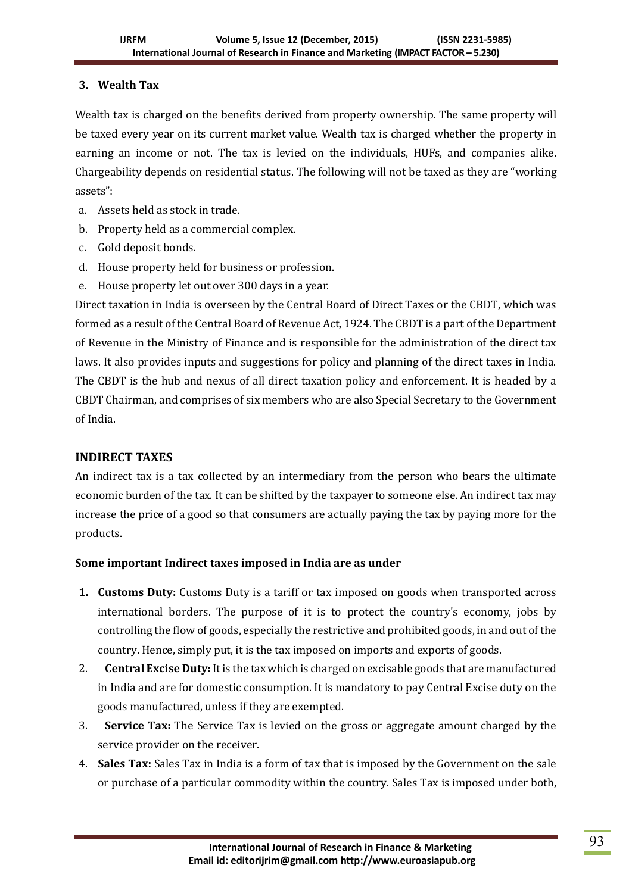### 3. Wealth Tax

Wealth tax is charged on the benefits derived from property ownership. The same property will be taxed every year on its current market value. Wealth tax is charged whether the property in earning an income or not. The tax is levied on the individuals, HUFs, and companies alike. Chargeability depends on residential status. The following will not be taxed as they are "working assets":

a. Assets held as stock in trade.
b. Property held as a commercial complex.
c. Gold deposit bonds.
d. House property held for business or profession.
e. House property let out over 300 days in a year.

Direct taxation in India is overseen by the Central Board of Direct Taxes or the CBDT, which was formed as a result of the Central Board of Revenue Act, 1924. The CBDT is a part of the Department of Revenue in the Ministry of Finance and is responsible for the administration of the direct tax laws. It also provides inputs and suggestions for policy and planning of the direct taxes in India. The CBDT is the hub and nexus of all direct taxation policy and enforcement. It is headed by a CBDT Chairman, and comprises of six members who are also Special Secretary to the Government of India.

## INDIRECT TAXES

An indirect tax is a tax collected by an intermediary from the person who bears the ultimate economic burden of the tax. It can be shifted by the taxpayer to someone else. An indirect tax may increase the price of a good so that consumers are actually paying the tax by paying more for the products.

**Some important Indirect taxes imposed in India are as under**

1. **Customs Duty:** Customs Duty is a tariff or tax imposed on goods when transported across international borders. The purpose of it is to protect the country's economy, jobs by controlling the flow of goods, especially the restrictive and prohibited goods, in and out of the country. Hence, simply put, it is the tax imposed on imports and exports of goods.
2. **Central Excise Duty:** It is the tax which is charged on excisable goods that are manufactured in India and are for domestic consumption. It is mandatory to pay Central Excise duty on the goods manufactured, unless if they are exempted.
3. **Service Tax:** The Service Tax is levied on the gross or aggregate amount charged by the service provider on the receiver.
4. **Sales Tax:** Sales Tax in India is a form of tax that is imposed by the Government on the sale or purchase of a particular commodity within the country. Sales Tax is imposed under both,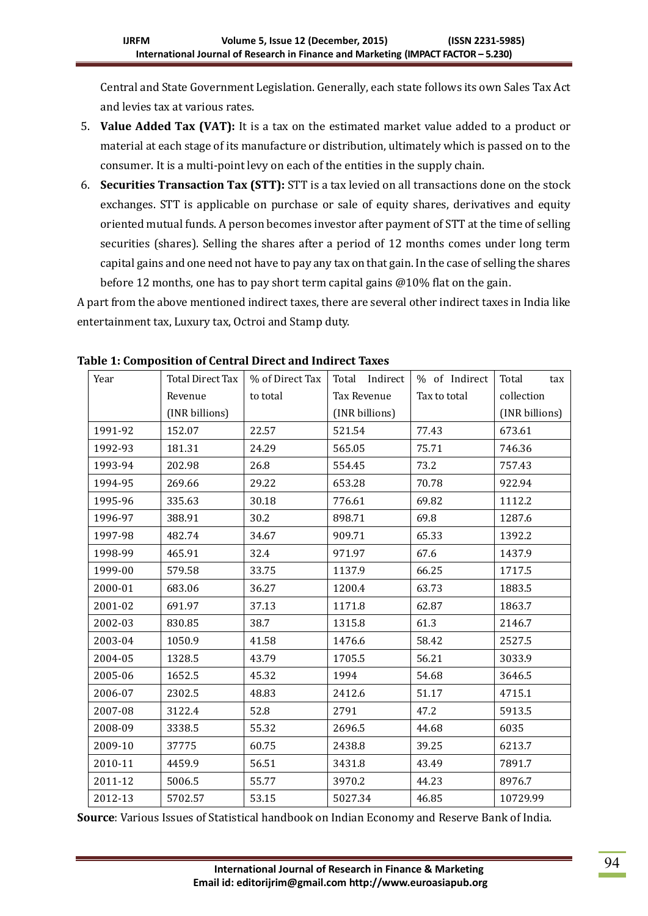Central and State Government Legislation. Generally, each state follows its own Sales Tax Act and levies tax at various rates.

5. **Value Added Tax (VAT):** It is a tax on the estimated market value added to a product or material at each stage of its manufacture or distribution, ultimately which is passed on to the consumer. It is a multi-point levy on each of the entities in the supply chain.
6. **Securities Transaction Tax (STT):** STT is a tax levied on all transactions done on the stock exchanges. STT is applicable on purchase or sale of equity shares, derivatives and equity oriented mutual funds. A person becomes investor after payment of STT at the time of selling securities (shares). Selling the shares after a period of 12 months comes under long term capital gains and one need not have to pay any tax on that gain. In the case of selling the shares before 12 months, one has to pay short term capital gains @10% flat on the gain.

A part from the above mentioned indirect taxes, there are several other indirect taxes in India like entertainment tax, Luxury tax, Octroi and Stamp duty.

**Table 1: Composition of Central Direct and Indirect Taxes**

| Year | Total Direct Tax Revenue (INR billions) | % of Direct Tax to total | Total Indirect Tax Revenue (INR billions) | % of Indirect Tax to total | Total tax collection (INR billions) |
|---|---|---|---|---|---|
| 1991-92 | 152.07 | 22.57 | 521.54 | 77.43 | 673.61 |
| 1992-93 | 181.31 | 24.29 | 565.05 | 75.71 | 746.36 |
| 1993-94 | 202.98 | 26.8 | 554.45 | 73.2 | 757.43 |
| 1994-95 | 269.66 | 29.22 | 653.28 | 70.78 | 922.94 |
| 1995-96 | 335.63 | 30.18 | 776.61 | 69.82 | 1112.2 |
| 1996-97 | 388.91 | 30.2 | 898.71 | 69.8 | 1287.6 |
| 1997-98 | 482.74 | 34.67 | 909.71 | 65.33 | 1392.2 |
| 1998-99 | 465.91 | 32.4 | 971.97 | 67.6 | 1437.9 |
| 1999-00 | 579.58 | 33.75 | 1137.9 | 66.25 | 1717.5 |
| 2000-01 | 683.06 | 36.27 | 1200.4 | 63.73 | 1883.5 |
| 2001-02 | 691.97 | 37.13 | 1171.8 | 62.87 | 1863.7 |
| 2002-03 | 830.85 | 38.7 | 1315.8 | 61.3 | 2146.7 |
| 2003-04 | 1050.9 | 41.58 | 1476.6 | 58.42 | 2527.5 |
| 2004-05 | 1328.5 | 43.79 | 1705.5 | 56.21 | 3033.9 |
| 2005-06 | 1652.5 | 45.32 | 1994 | 54.68 | 3646.5 |
| 2006-07 | 2302.5 | 48.83 | 2412.6 | 51.17 | 4715.1 |
| 2007-08 | 3122.4 | 52.8 | 2791 | 47.2 | 5913.5 |
| 2008-09 | 3338.5 | 55.32 | 2696.5 | 44.68 | 6035 |
| 2009-10 | 37775 | 60.75 | 2438.8 | 39.25 | 6213.7 |
| 2010-11 | 4459.9 | 56.51 | 3431.8 | 43.49 | 7891.7 |
| 2011-12 | 5006.5 | 55.77 | 3970.2 | 44.23 | 8976.7 |
| 2012-13 | 5702.57 | 53.15 | 5027.34 | 46.85 | 10729.99 |

**Source**: Various Issues of Statistical handbook on Indian Economy and Reserve Bank of India.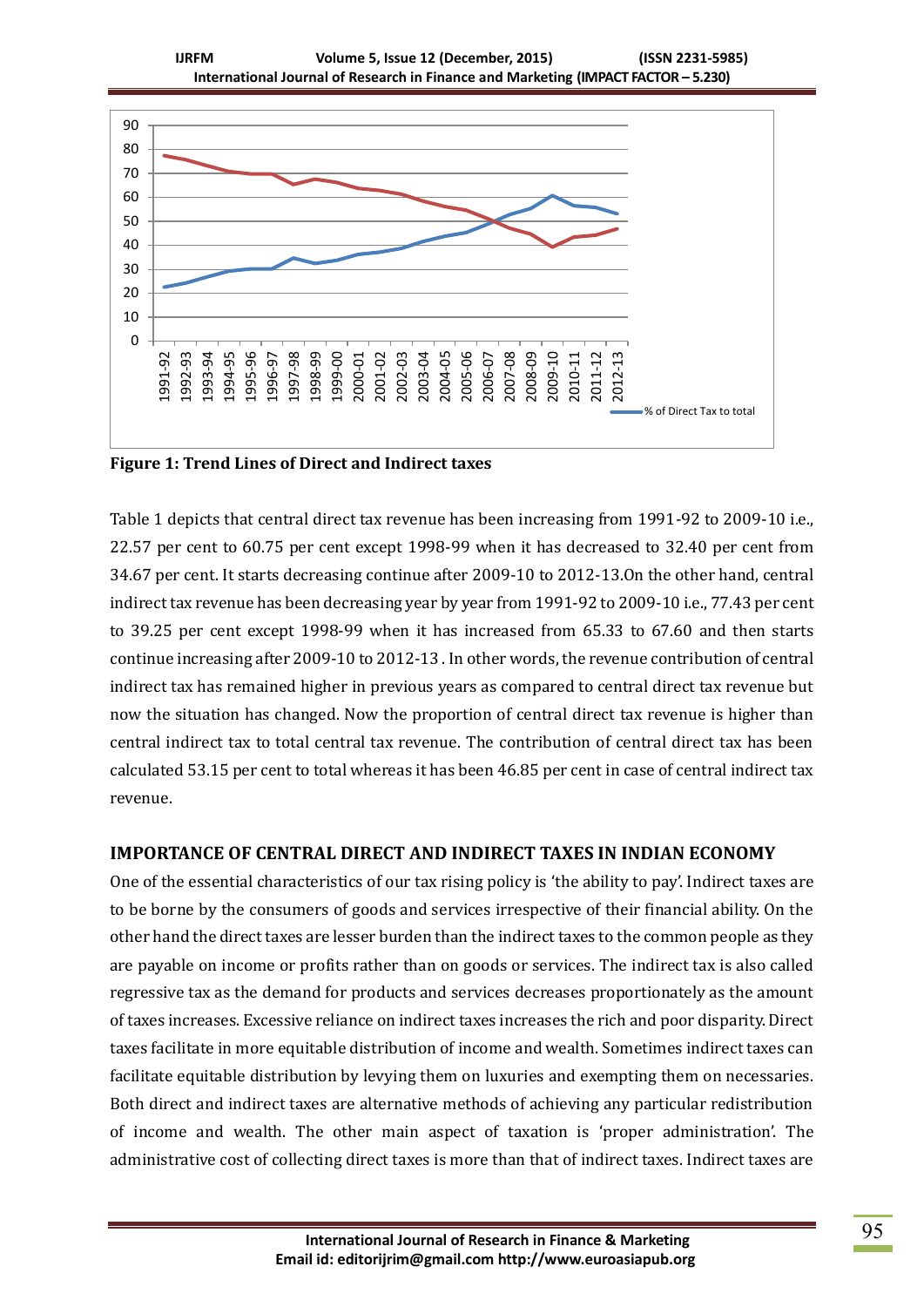Figure 1: Trend Lines of Direct and Indirect taxes

Table 1 depicts that central direct tax revenue has been increasing from 1991-92 to 2009-10 i.e., 22.57 per cent to 60.75 per cent except 1998-99 when it has decreased to 32.40 per cent from 34.67 per cent. It starts decreasing continue after 2009-10 to 2012-13.On the other hand, central indirect tax revenue has been decreasing year by year from 1991-92 to 2009-10 i.e., 77.43 per cent to 39.25 per cent except 1998-99 when it has increased from 65.33 to 67.60 and then starts continue increasing after 2009-10 to 2012-13 . In other words, the revenue contribution of central indirect tax has remained higher in previous years as compared to central direct tax revenue but now the situation has changed. Now the proportion of central direct tax revenue is higher than central indirect tax to total central tax revenue. The contribution of central direct tax has been calculated 53.15 per cent to total whereas it has been 46.85 per cent in case of central indirect tax revenue.

## IMPORTANCE OF CENTRAL DIRECT AND INDIRECT TAXES IN INDIAN ECONOMY

One of the essential characteristics of our tax rising policy is 'the ability to pay'. Indirect taxes are to be borne by the consumers of goods and services irrespective of their financial ability. On the other hand the direct taxes are lesser burden than the indirect taxes to the common people as they are payable on income or profits rather than on goods or services. The indirect tax is also called regressive tax as the demand for products and services decreases proportionately as the amount of taxes increases. Excessive reliance on indirect taxes increases the rich and poor disparity. Direct taxes facilitate in more equitable distribution of income and wealth. Sometimes indirect taxes can facilitate equitable distribution by levying them on luxuries and exempting them on necessaries. Both direct and indirect taxes are alternative methods of achieving any particular redistribution of income and wealth. The other main aspect of taxation is 'proper administration'. The administrative cost of collecting direct taxes is more than that of indirect taxes. Indirect taxes are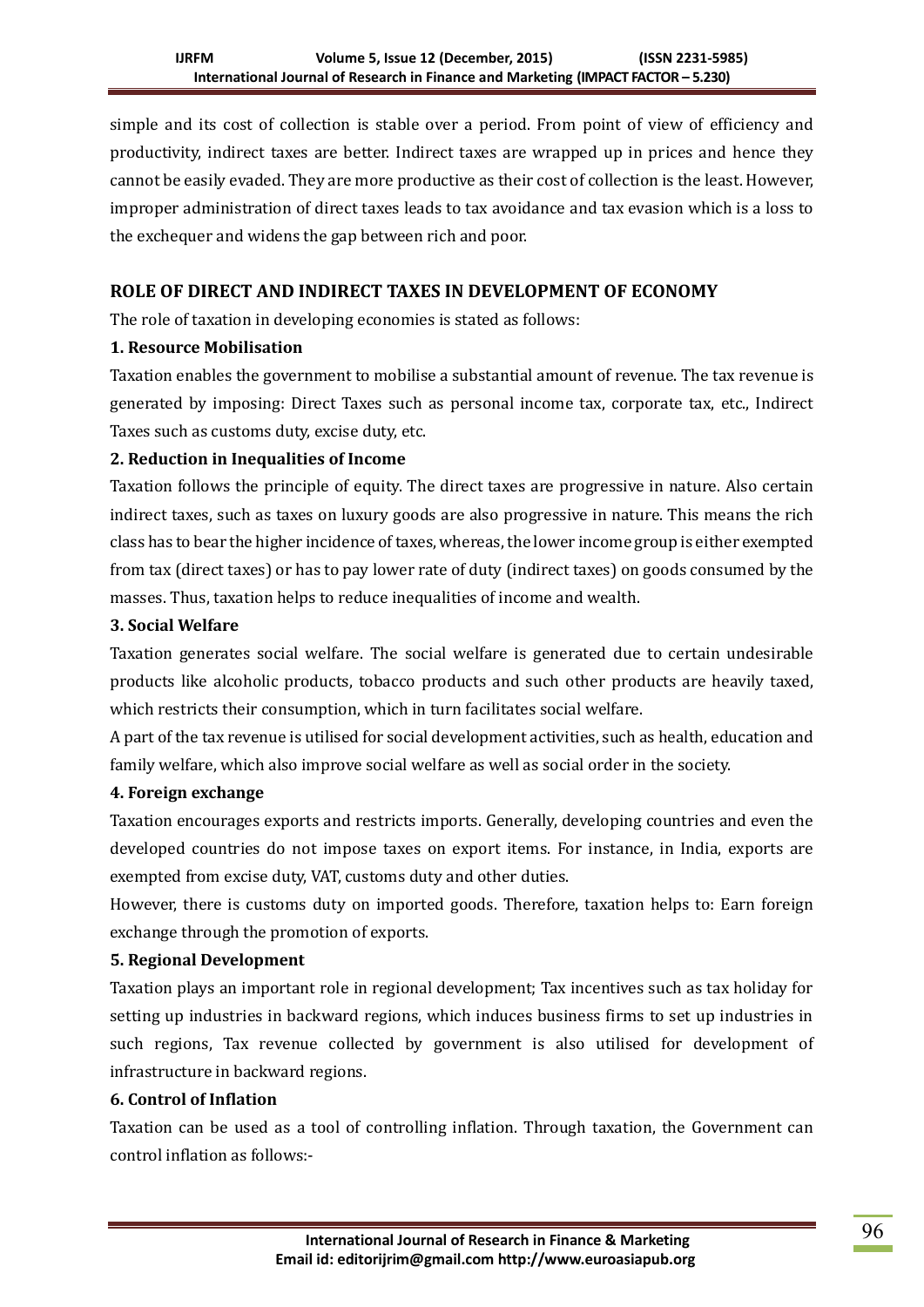simple and its cost of collection is stable over a period. From point of view of efficiency and productivity, indirect taxes are better. Indirect taxes are wrapped up in prices and hence they cannot be easily evaded. They are more productive as their cost of collection is the least. However, improper administration of direct taxes leads to tax avoidance and tax evasion which is a loss to the exchequer and widens the gap between rich and poor.

## ROLE OF DIRECT AND INDIRECT TAXES IN DEVELOPMENT OF ECONOMY

The role of taxation in developing economies is stated as follows:

### 1. Resource Mobilisation

Taxation enables the government to mobilise a substantial amount of revenue. The tax revenue is generated by imposing: Direct Taxes such as personal income tax, corporate tax, etc., Indirect Taxes such as customs duty, excise duty, etc.

### 2. Reduction in Inequalities of Income

Taxation follows the principle of equity. The direct taxes are progressive in nature. Also certain indirect taxes, such as taxes on luxury goods are also progressive in nature. This means the rich class has to bear the higher incidence of taxes, whereas, the lower income group is either exempted from tax (direct taxes) or has to pay lower rate of duty (indirect taxes) on goods consumed by the masses. Thus, taxation helps to reduce inequalities of income and wealth.

### 3. Social Welfare

Taxation generates social welfare. The social welfare is generated due to certain undesirable products like alcoholic products, tobacco products and such other products are heavily taxed, which restricts their consumption, which in turn facilitates social welfare.

A part of the tax revenue is utilised for social development activities, such as health, education and family welfare, which also improve social welfare as well as social order in the society.

### 4. Foreign exchange

Taxation encourages exports and restricts imports. Generally, developing countries and even the developed countries do not impose taxes on export items. For instance, in India, exports are exempted from excise duty, VAT, customs duty and other duties.

However, there is customs duty on imported goods. Therefore, taxation helps to: Earn foreign exchange through the promotion of exports.

### 5. Regional Development

Taxation plays an important role in regional development; Tax incentives such as tax holiday for setting up industries in backward regions, which induces business firms to set up industries in such regions, Tax revenue collected by government is also utilised for development of infrastructure in backward regions.

### 6. Control of Inflation

Taxation can be used as a tool of controlling inflation. Through taxation, the Government can control inflation as follows:-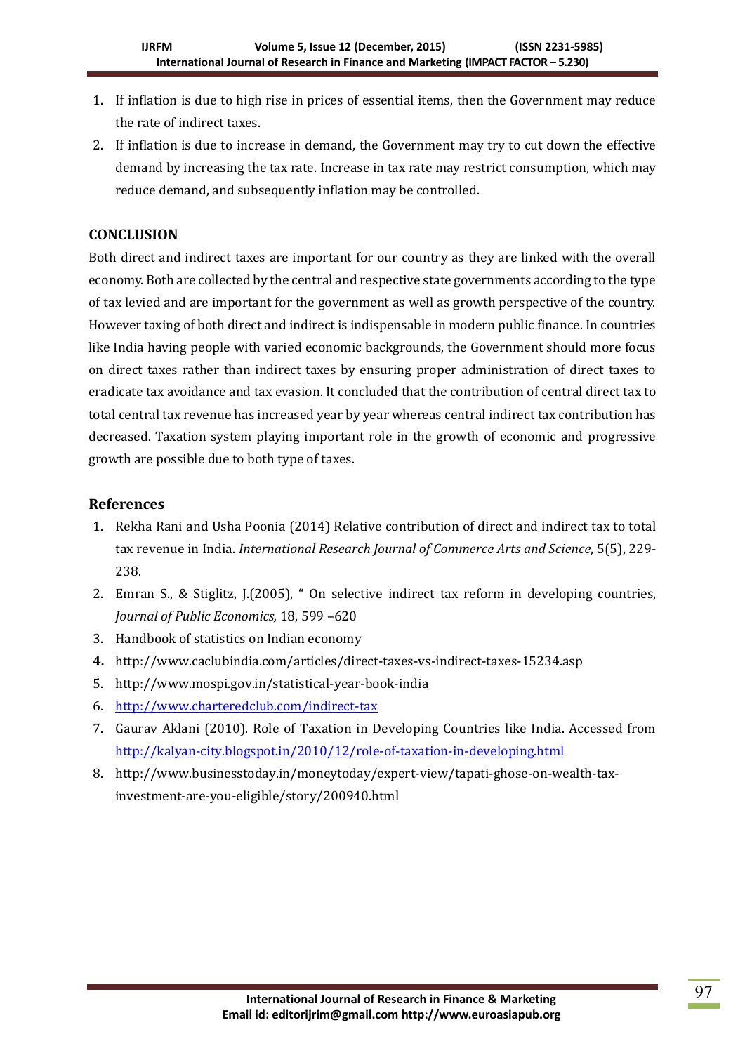1. If inflation is due to high rise in prices of essential items, then the Government may reduce the rate of indirect taxes.
2. If inflation is due to increase in demand, the Government may try to cut down the effective demand by increasing the tax rate. Increase in tax rate may restrict consumption, which may reduce demand, and subsequently inflation may be controlled.

## CONCLUSION

Both direct and indirect taxes are important for our country as they are linked with the overall economy. Both are collected by the central and respective state governments according to the type of tax levied and are important for the government as well as growth perspective of the country. However taxing of both direct and indirect is indispensable in modern public finance. In countries like India having people with varied economic backgrounds, the Government should more focus on direct taxes rather than indirect taxes by ensuring proper administration of direct taxes to eradicate tax avoidance and tax evasion. It concluded that the contribution of central direct tax to total central tax revenue has increased year by year whereas central indirect tax contribution has decreased. Taxation system playing important role in the growth of economic and progressive growth are possible due to both type of taxes.

## References

1. Rekha Rani and Usha Poonia (2014) Relative contribution of direct and indirect tax to total tax revenue in India. *International Research Journal of Commerce Arts and Science*, 5(5), 229-238.
2. Emran S., & Stiglitz, J.(2005), " On selective indirect tax reform in developing countries, *Journal of Public Economics,* 18, 599 –620
3. Handbook of statistics on Indian economy
4. http://www.caclubindia.com/articles/direct-taxes-vs-indirect-taxes-15234.asp
5. http://www.mospi.gov.in/statistical-year-book-india
6. http://www.charteredclub.com/indirect-tax
7. Gaurav Aklani (2010). Role of Taxation in Developing Countries like India. Accessed from http://kalyan-city.blogspot.in/2010/12/role-of-taxation-in-developing.html
8. http://www.businesstoday.in/moneytoday/expert-view/tapati-ghose-on-wealth-tax-investment-are-you-eligible/story/200940.html